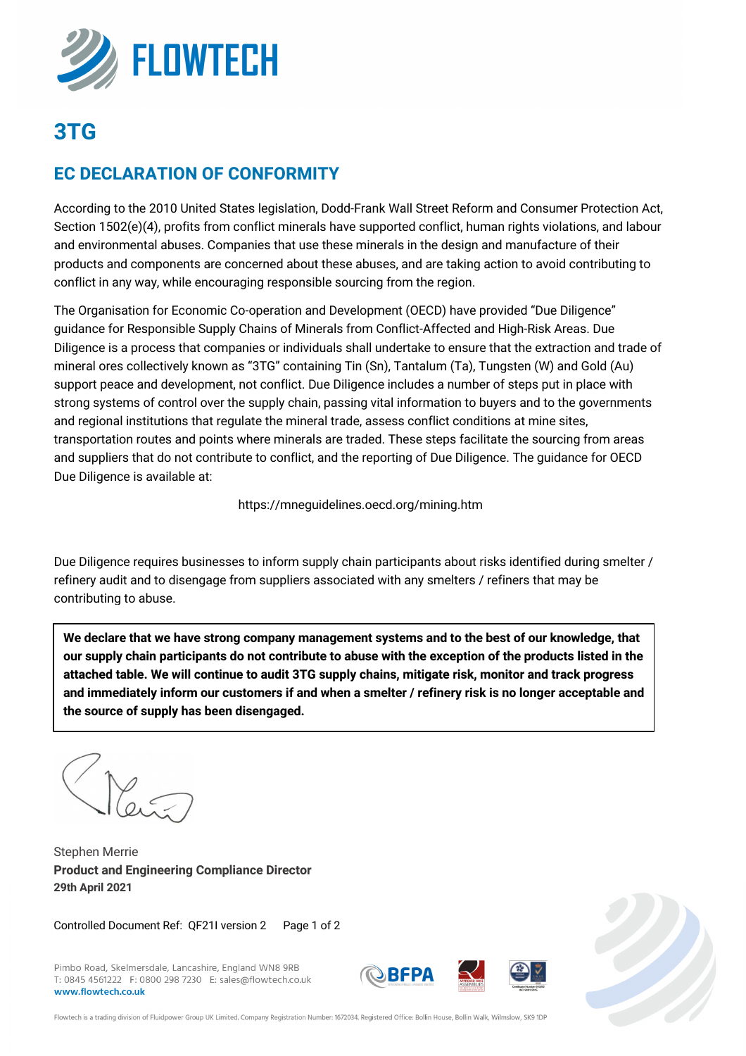FLOWTECH

# 3TG

## EC DECLARATION OF CONFORMITY

According to the 2010 United States legislation, Dodd-Frank Wall Street Reform and Consumer Protection Act, Section 1502(e)(4), profits from conflict minerals have supported conflict, human rights violations, and labour and environmental abuses. Companies that use these minerals in the design and manufacture of their products and components are concerned about these abuses, and are taking action to avoid contributing to conflict in any way, while encouraging responsible sourcing from the region.

The Organisation for Economic Co-operation and Development (OECD) have provided "Due Diligence" guidance for Responsible Supply Chains of Minerals from Conflict-Affected and High-Risk Areas. Due Diligence is a process that companies or individuals shall undertake to ensure that the extraction and trade of mineral ores collectively known as "3TG" containing Tin (Sn), Tantalum (Ta), Tungsten (W) and Gold (Au) support peace and development, not conflict. Due Diligence includes a number of steps put in place with strong systems of control over the supply chain, passing vital information to buyers and to the governments and regional institutions that regulate the mineral trade, assess conflict conditions at mine sites, transportation routes and points where minerals are traded. These steps facilitate the sourcing from areas and suppliers that do not contribute to conflict, and the reporting of Due Diligence. The guidance for OECD Due Diligence is available at:

https://mneguidelines.oecd.org/mining.htm

Due Diligence requires businesses to inform supply chain participants about risks identified during smelter / refinery audit and to disengage from suppliers associated with any smelters / refiners that may be contributing to abuse.

**We declare that we have strong company management systems and to the best of our knowledge, that our supply chain participants do not contribute to abuse with the exception of the products listed in the attached table. We will continue to audit 3TG supply chains, mitigate risk, monitor and track progress and immediately inform our customers if and when a smelter / refinery risk is no longer acceptable and the source of supply has been disengaged.**

Stephen Merrie
**Product and Engineering Compliance Director**
**29th April 2021**

Controlled Document Ref: QF21I version 2

Pimbo Road, Skelmersdale, Lancashire, England WN8 9RB
T: 0845 4561222 F: 0800 298 7230 E: sales@flowtech.co.uk
**www.flowtech.co.uk**

Flowtech is a trading division of Fluidpower Group UK Limited. Company Registration Number: 1672034. Registered Office: Bollin House, Bollin Walk, Wilmslow, SK9 1DP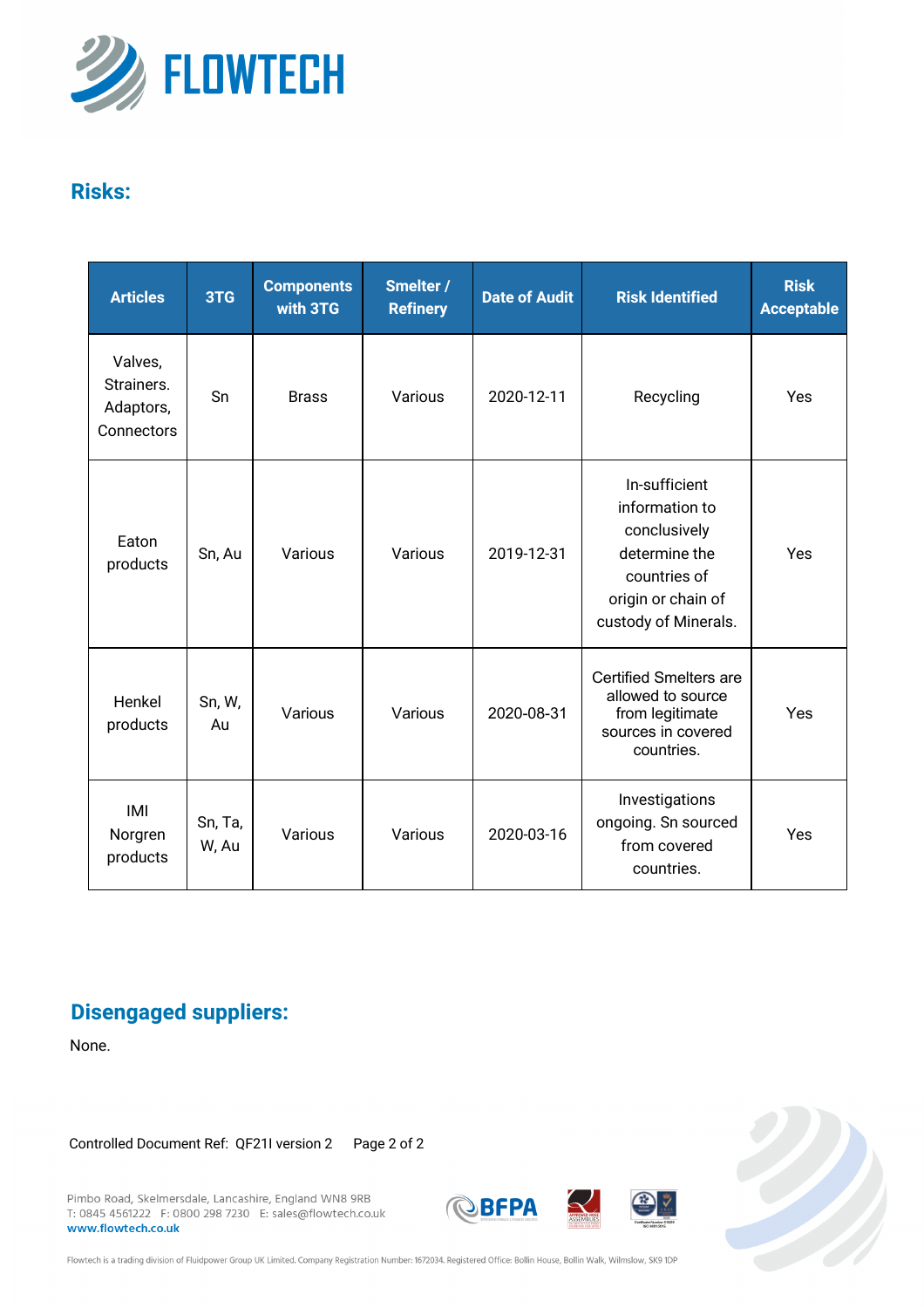## Risks:

| Articles | 3TG | Components with 3TG | Smelter / Refinery | Date of Audit | Risk Identified | Risk Acceptable |
|---|---|---|---|---|---|---|
| Valves, Strainers. Adaptors, Connectors | Sn | Brass | Various | 2020-12-11 | Recycling | Yes |
| Eaton products | Sn, Au | Various | Various | 2019-12-31 | In-sufficient information to conclusively determine the countries of origin or chain of custody of Minerals. | Yes |
| Henkel products | Sn, W, Au | Various | Various | 2020-08-31 | Certified Smelters are allowed to source from legitimate sources in covered countries. | Yes |
| IMI Norgren products | Sn, Ta, W, Au | Various | Various | 2020-03-16 | Investigations ongoing. Sn sourced from covered countries. | Yes |

## Disengaged suppliers:

None.

Controlled Document Ref: QF21I version 2

Pimbo Road, Skelmersdale, Lancashire, England WN8 9RB
T: 0845 4561222 F: 0800 298 7230 E: sales@flowtech.co.uk
www.flowtech.co.uk

Flowtech is a trading division of Fluidpower Group UK Limited. Company Registration Number: 1672034. Registered Office: Bollin House, Bollin Walk, Wilmslow, SK9 1DP